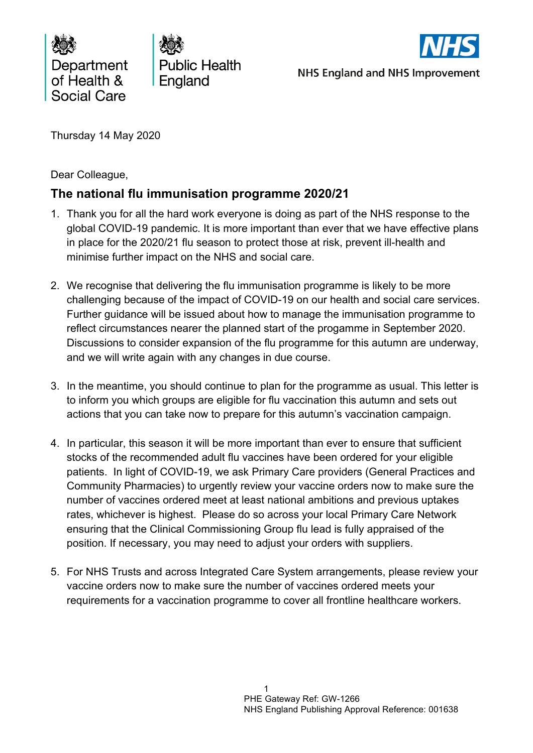Department of Health & Social Care

Public Health England

NHS England and NHS Improvement

Thursday 14 May 2020

Dear Colleague,

## The national flu immunisation programme 2020/21

1. Thank you for all the hard work everyone is doing as part of the NHS response to the global COVID-19 pandemic. It is more important than ever that we have effective plans in place for the 2020/21 flu season to protect those at risk, prevent ill-health and minimise further impact on the NHS and social care.

2. We recognise that delivering the flu immunisation programme is likely to be more challenging because of the impact of COVID-19 on our health and social care services. Further guidance will be issued about how to manage the immunisation programme to reflect circumstances nearer the planned start of the progamme in September 2020. Discussions to consider expansion of the flu programme for this autumn are underway, and we will write again with any changes in due course.

3. In the meantime, you should continue to plan for the programme as usual. This letter is to inform you which groups are eligible for flu vaccination this autumn and sets out actions that you can take now to prepare for this autumn's vaccination campaign.

4. In particular, this season it will be more important than ever to ensure that sufficient stocks of the recommended adult flu vaccines have been ordered for your eligible patients. In light of COVID-19, we ask Primary Care providers (General Practices and Community Pharmacies) to urgently review your vaccine orders now to make sure the number of vaccines ordered meet at least national ambitions and previous uptakes rates, whichever is highest. Please do so across your local Primary Care Network ensuring that the Clinical Commissioning Group flu lead is fully appraised of the position. If necessary, you may need to adjust your orders with suppliers.

5. For NHS Trusts and across Integrated Care System arrangements, please review your vaccine orders now to make sure the number of vaccines ordered meets your requirements for a vaccination programme to cover all frontline healthcare workers.

PHE Gateway Ref: GW-1266
NHS England Publishing Approval Reference: 001638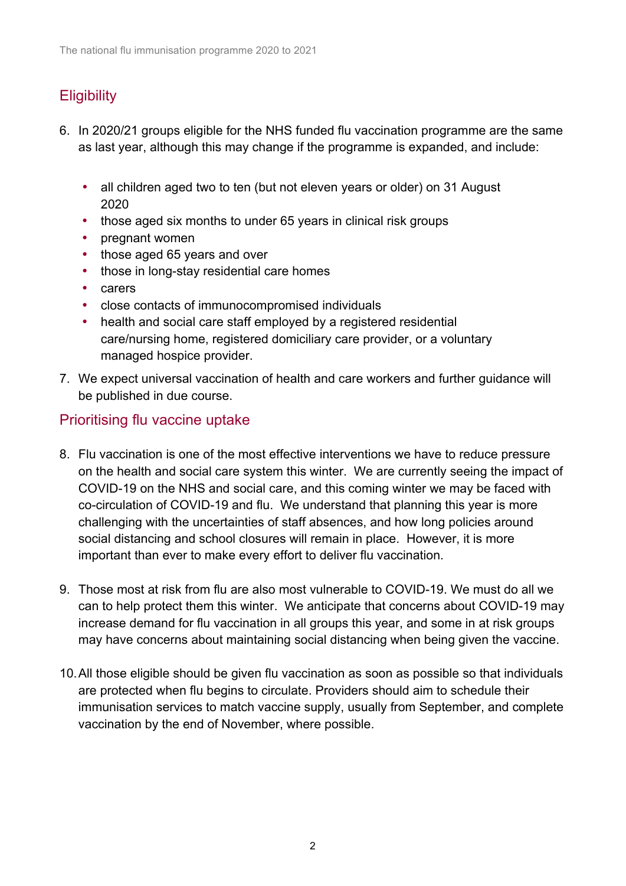## Eligibility

6. In 2020/21 groups eligible for the NHS funded flu vaccination programme are the same as last year, although this may change if the programme is expanded, and include:

   - all children aged two to ten (but not eleven years or older) on 31 August 2020
   - those aged six months to under 65 years in clinical risk groups
   - pregnant women
   - those aged 65 years and over
   - those in long-stay residential care homes
   - carers
   - close contacts of immunocompromised individuals
   - health and social care staff employed by a registered residential care/nursing home, registered domiciliary care provider, or a voluntary managed hospice provider.

7. We expect universal vaccination of health and care workers and further guidance will be published in due course.

## Prioritising flu vaccine uptake

8. Flu vaccination is one of the most effective interventions we have to reduce pressure on the health and social care system this winter. We are currently seeing the impact of COVID-19 on the NHS and social care, and this coming winter we may be faced with co-circulation of COVID-19 and flu. We understand that planning this year is more challenging with the uncertainties of staff absences, and how long policies around social distancing and school closures will remain in place. However, it is more important than ever to make every effort to deliver flu vaccination.

9. Those most at risk from flu are also most vulnerable to COVID-19. We must do all we can to help protect them this winter. We anticipate that concerns about COVID-19 may increase demand for flu vaccination in all groups this year, and some in at risk groups may have concerns about maintaining social distancing when being given the vaccine.

10. All those eligible should be given flu vaccination as soon as possible so that individuals are protected when flu begins to circulate. Providers should aim to schedule their immunisation services to match vaccine supply, usually from September, and complete vaccination by the end of November, where possible.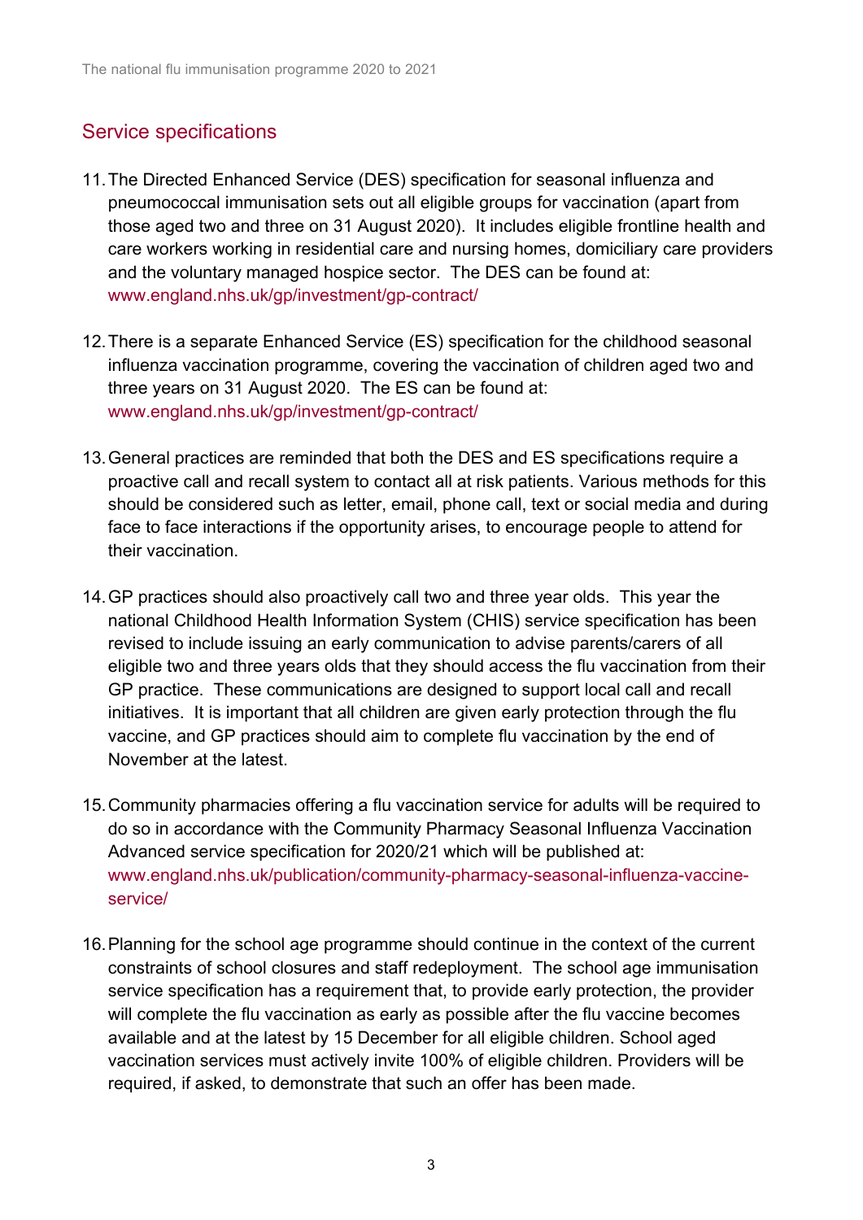## Service specifications

11. The Directed Enhanced Service (DES) specification for seasonal influenza and pneumococcal immunisation sets out all eligible groups for vaccination (apart from those aged two and three on 31 August 2020). It includes eligible frontline health and care workers working in residential care and nursing homes, domiciliary care providers and the voluntary managed hospice sector. The DES can be found at: www.england.nhs.uk/gp/investment/gp-contract/

12. There is a separate Enhanced Service (ES) specification for the childhood seasonal influenza vaccination programme, covering the vaccination of children aged two and three years on 31 August 2020. The ES can be found at: www.england.nhs.uk/gp/investment/gp-contract/

13. General practices are reminded that both the DES and ES specifications require a proactive call and recall system to contact all at risk patients. Various methods for this should be considered such as letter, email, phone call, text or social media and during face to face interactions if the opportunity arises, to encourage people to attend for their vaccination.

14. GP practices should also proactively call two and three year olds. This year the national Childhood Health Information System (CHIS) service specification has been revised to include issuing an early communication to advise parents/carers of all eligible two and three years olds that they should access the flu vaccination from their GP practice. These communications are designed to support local call and recall initiatives. It is important that all children are given early protection through the flu vaccine, and GP practices should aim to complete flu vaccination by the end of November at the latest.

15. Community pharmacies offering a flu vaccination service for adults will be required to do so in accordance with the Community Pharmacy Seasonal Influenza Vaccination Advanced service specification for 2020/21 which will be published at: www.england.nhs.uk/publication/community-pharmacy-seasonal-influenza-vaccine-service/

16. Planning for the school age programme should continue in the context of the current constraints of school closures and staff redeployment. The school age immunisation service specification has a requirement that, to provide early protection, the provider will complete the flu vaccination as early as possible after the flu vaccine becomes available and at the latest by 15 December for all eligible children. School aged vaccination services must actively invite 100% of eligible children. Providers will be required, if asked, to demonstrate that such an offer has been made.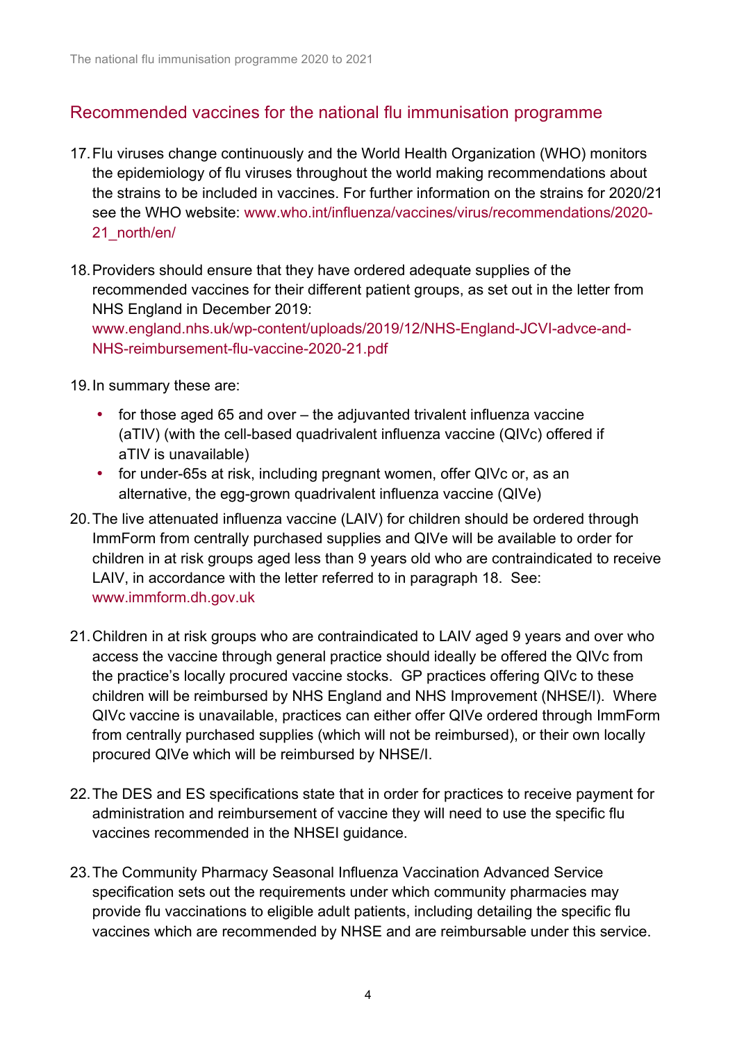## Recommended vaccines for the national flu immunisation programme

17. Flu viruses change continuously and the World Health Organization (WHO) monitors the epidemiology of flu viruses throughout the world making recommendations about the strains to be included in vaccines. For further information on the strains for 2020/21 see the WHO website: www.who.int/influenza/vaccines/virus/recommendations/2020-21_north/en/

18. Providers should ensure that they have ordered adequate supplies of the recommended vaccines for their different patient groups, as set out in the letter from NHS England in December 2019: www.england.nhs.uk/wp-content/uploads/2019/12/NHS-England-JCVI-advce-and-NHS-reimbursement-flu-vaccine-2020-21.pdf

19. In summary these are:
    - for those aged 65 and over – the adjuvanted trivalent influenza vaccine (aTIV) (with the cell-based quadrivalent influenza vaccine (QIVc) offered if aTIV is unavailable)
    - for under-65s at risk, including pregnant women, offer QIVc or, as an alternative, the egg-grown quadrivalent influenza vaccine (QIVe)

20. The live attenuated influenza vaccine (LAIV) for children should be ordered through ImmForm from centrally purchased supplies and QIVe will be available to order for children in at risk groups aged less than 9 years old who are contraindicated to receive LAIV, in accordance with the letter referred to in paragraph 18. See: www.immform.dh.gov.uk

21. Children in at risk groups who are contraindicated to LAIV aged 9 years and over who access the vaccine through general practice should ideally be offered the QIVc from the practice's locally procured vaccine stocks. GP practices offering QIVc to these children will be reimbursed by NHS England and NHS Improvement (NHSE/I). Where QIVc vaccine is unavailable, practices can either offer QIVe ordered through ImmForm from centrally purchased supplies (which will not be reimbursed), or their own locally procured QIVe which will be reimbursed by NHSE/I.

22. The DES and ES specifications state that in order for practices to receive payment for administration and reimbursement of vaccine they will need to use the specific flu vaccines recommended in the NHSEI guidance.

23. The Community Pharmacy Seasonal Influenza Vaccination Advanced Service specification sets out the requirements under which community pharmacies may provide flu vaccinations to eligible adult patients, including detailing the specific flu vaccines which are recommended by NHSE and are reimbursable under this service.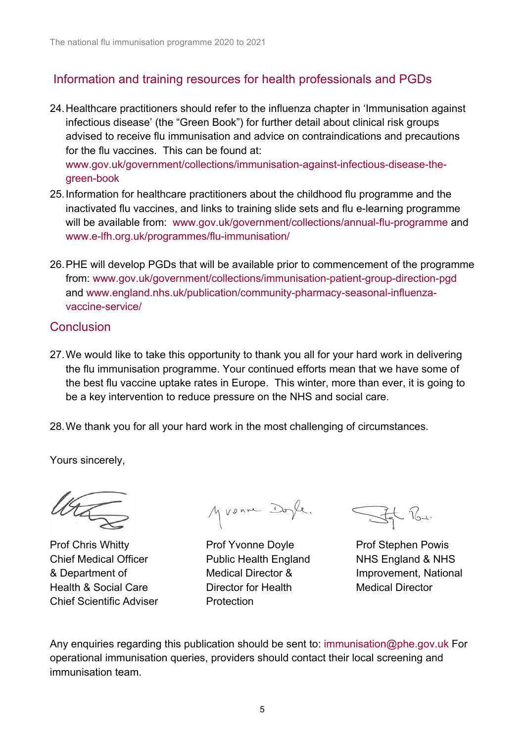## Information and training resources for health professionals and PGDs

24. Healthcare practitioners should refer to the influenza chapter in 'Immunisation against infectious disease' (the "Green Book") for further detail about clinical risk groups advised to receive flu immunisation and advice on contraindications and precautions for the flu vaccines. This can be found at: www.gov.uk/government/collections/immunisation-against-infectious-disease-the-green-book
25. Information for healthcare practitioners about the childhood flu programme and the inactivated flu vaccines, and links to training slide sets and flu e-learning programme will be available from: www.gov.uk/government/collections/annual-flu-programme and www.e-lfh.org.uk/programmes/flu-immunisation/
26. PHE will develop PGDs that will be available prior to commencement of the programme from: www.gov.uk/government/collections/immunisation-patient-group-direction-pgd and www.england.nhs.uk/publication/community-pharmacy-seasonal-influenza-vaccine-service/

## Conclusion

27. We would like to take this opportunity to thank you all for your hard work in delivering the flu immunisation programme. Your continued efforts mean that we have some of the best flu vaccine uptake rates in Europe. This winter, more than ever, it is going to be a key intervention to reduce pressure on the NHS and social care.
28. We thank you for all your hard work in the most challenging of circumstances.

Yours sincerely,

Prof Chris Whitty
Chief Medical Officer & Department of Health & Social Care Chief Scientific Adviser

Prof Yvonne Doyle
Public Health England Medical Director & Director for Health Protection

Prof Stephen Powis
NHS England & NHS Improvement, National Medical Director

Any enquiries regarding this publication should be sent to: immunisation@phe.gov.uk For operational immunisation queries, providers should contact their local screening and immunisation team.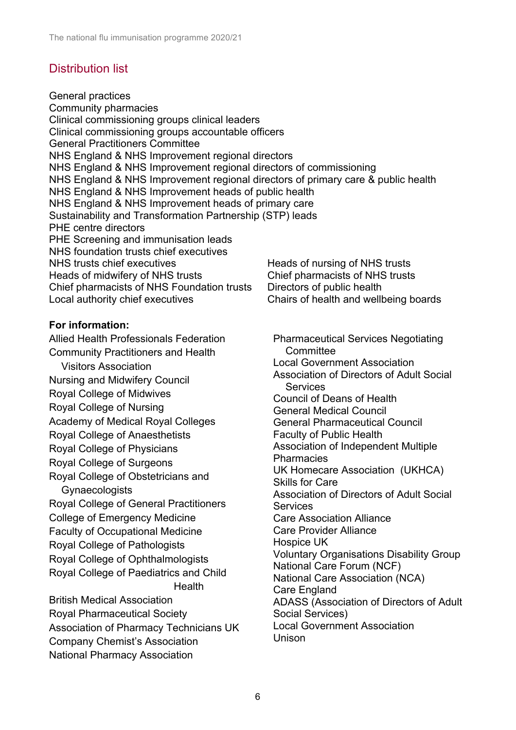## Distribution list

General practices
Community pharmacies
Clinical commissioning groups clinical leaders
Clinical commissioning groups accountable officers
General Practitioners Committee
NHS England & NHS Improvement regional directors
NHS England & NHS Improvement regional directors of commissioning
NHS England & NHS Improvement regional directors of primary care & public health
NHS England & NHS Improvement heads of public health
NHS England & NHS Improvement heads of primary care
Sustainability and Transformation Partnership (STP) leads
PHE centre directors
PHE Screening and immunisation leads
NHS foundation trusts chief executives
NHS trusts chief executives
Heads of midwifery of NHS trusts
Chief pharmacists of NHS Foundation trusts
Local authority chief executives
Heads of nursing of NHS trusts
Chief pharmacists of NHS trusts
Directors of public health
Chairs of health and wellbeing boards

**For information:**

Allied Health Professionals Federation
Community Practitioners and Health Visitors Association
Nursing and Midwifery Council
Royal College of Midwives
Royal College of Nursing
Academy of Medical Royal Colleges
Royal College of Anaesthetists
Royal College of Physicians
Royal College of Surgeons
Royal College of Obstetricians and Gynaecologists
Royal College of General Practitioners
College of Emergency Medicine
Faculty of Occupational Medicine
Royal College of Pathologists
Royal College of Ophthalmologists
Royal College of Paediatrics and Child Health
British Medical Association
Royal Pharmaceutical Society
Association of Pharmacy Technicians UK
Company Chemist's Association
National Pharmacy Association
Pharmaceutical Services Negotiating Committee
Local Government Association
Association of Directors of Adult Social Services
Council of Deans of Health
General Medical Council
General Pharmaceutical Council
Faculty of Public Health
Association of Independent Multiple Pharmacies
UK Homecare Association (UKHCA)
Skills for Care
Association of Directors of Adult Social Services
Care Association Alliance
Care Provider Alliance
Hospice UK
Voluntary Organisations Disability Group
National Care Forum (NCF)
National Care Association (NCA)
Care England
ADASS (Association of Directors of Adult Social Services)
Local Government Association
Unison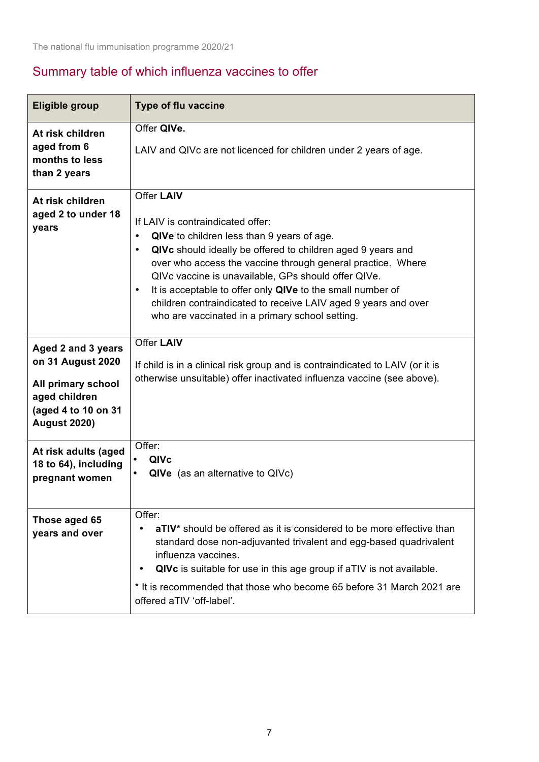## Summary table of which influenza vaccines to offer

| Eligible group | Type of flu vaccine |
|---|---|
| **At risk children aged from 6 months to less than 2 years** | Offer **QIVe.**<br><br>LAIV and QIVc are not licenced for children under 2 years of age. |
| **At risk children aged 2 to under 18 years** | Offer **LAIV**<br><br>If LAIV is contraindicated offer:<br>• **QIVe** to children less than 9 years of age.<br>• **QIVc** should ideally be offered to children aged 9 years and over who access the vaccine through general practice. Where QIVc vaccine is unavailable, GPs should offer QIVe.<br>• It is acceptable to offer only **QIVe** to the small number of children contraindicated to receive LAIV aged 9 years and over who are vaccinated in a primary school setting. |
| **Aged 2 and 3 years on 31 August 2020**<br><br>**All primary school aged children (aged 4 to 10 on 31 August 2020)** | Offer **LAIV**<br><br>If child is in a clinical risk group and is contraindicated to LAIV (or it is otherwise unsuitable) offer inactivated influenza vaccine (see above). |
| **At risk adults (aged 18 to 64), including pregnant women** | Offer:<br>• **QIVc**<br>• **QIVe** (as an alternative to QIVc) |
| **Those aged 65 years and over** | Offer:<br>• **aTIV*** should be offered as it is considered to be more effective than standard dose non-adjuvanted trivalent and egg-based quadrivalent influenza vaccines.<br>• **QIVc** is suitable for use in this age group if aTIV is not available.<br><br>* It is recommended that those who become 65 before 31 March 2021 are offered aTIV 'off-label'. |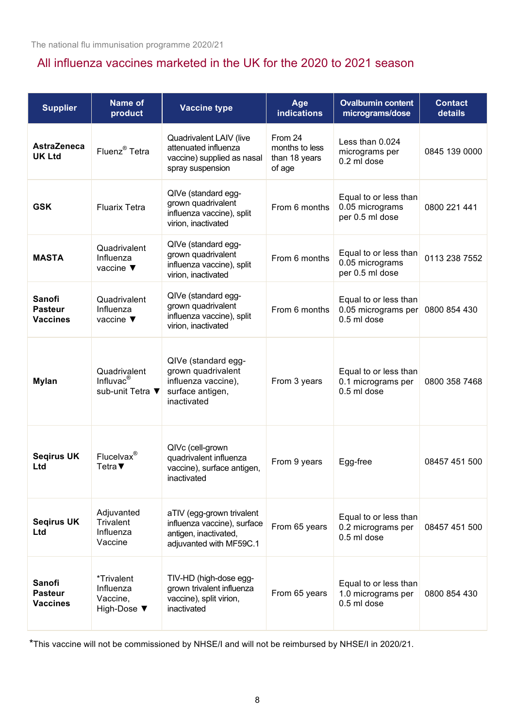## All influenza vaccines marketed in the UK for the 2020 to 2021 season

| Supplier | Name of product | Vaccine type | Age indications | Ovalbumin content micrograms/dose | Contact details |
|---|---|---|---|---|---|
| **AstraZeneca UK Ltd** | Fluenz® Tetra | Quadrivalent LAIV (live attenuated influenza vaccine) supplied as nasal spray suspension | From 24 months to less than 18 years of age | Less than 0.024 micrograms per 0.2 ml dose | 0845 139 0000 |
| **GSK** | Fluarix Tetra | QIVe (standard egg-grown quadrivalent influenza vaccine), split virion, inactivated | From 6 months | Equal to or less than 0.05 micrograms per 0.5 ml dose | 0800 221 441 |
| **MASTA** | Quadrivalent Influenza vaccine ▼ | QIVe (standard egg-grown quadrivalent influenza vaccine), split virion, inactivated | From 6 months | Equal to or less than 0.05 micrograms per 0.5 ml dose | 0113 238 7552 |
| **Sanofi Pasteur Vaccines** | Quadrivalent Influenza vaccine ▼ | QIVe (standard egg-grown quadrivalent influenza vaccine), split virion, inactivated | From 6 months | Equal to or less than 0.05 micrograms per 0.5 ml dose | 0800 854 430 |
| **Mylan** | Quadrivalent Influvac® sub-unit Tetra ▼ | QIVe (standard egg-grown quadrivalent influenza vaccine), surface antigen, inactivated | From 3 years | Equal to or less than 0.1 micrograms per 0.5 ml dose | 0800 358 7468 |
| **Seqirus UK Ltd** | Flucelvax® Tetra ▼ | QIVc (cell-grown quadrivalent influenza vaccine), surface antigen, inactivated | From 9 years | Egg-free | 08457 451 500 |
| **Seqirus UK Ltd** | Adjuvanted Trivalent Influenza Vaccine | aTIV (egg-grown trivalent influenza vaccine), surface antigen, inactivated, adjuvanted with MF59C.1 | From 65 years | Equal to or less than 0.2 micrograms per 0.5 ml dose | 08457 451 500 |
| **Sanofi Pasteur Vaccines** | *Trivalent Influenza Vaccine, High-Dose ▼ | TIV-HD (high-dose egg-grown trivalent influenza vaccine), split virion, inactivated | From 65 years | Equal to or less than 1.0 micrograms per 0.5 ml dose | 0800 854 430 |

*This vaccine will not be commissioned by NHSE/I and will not be reimbursed by NHSE/I in 2020/21.